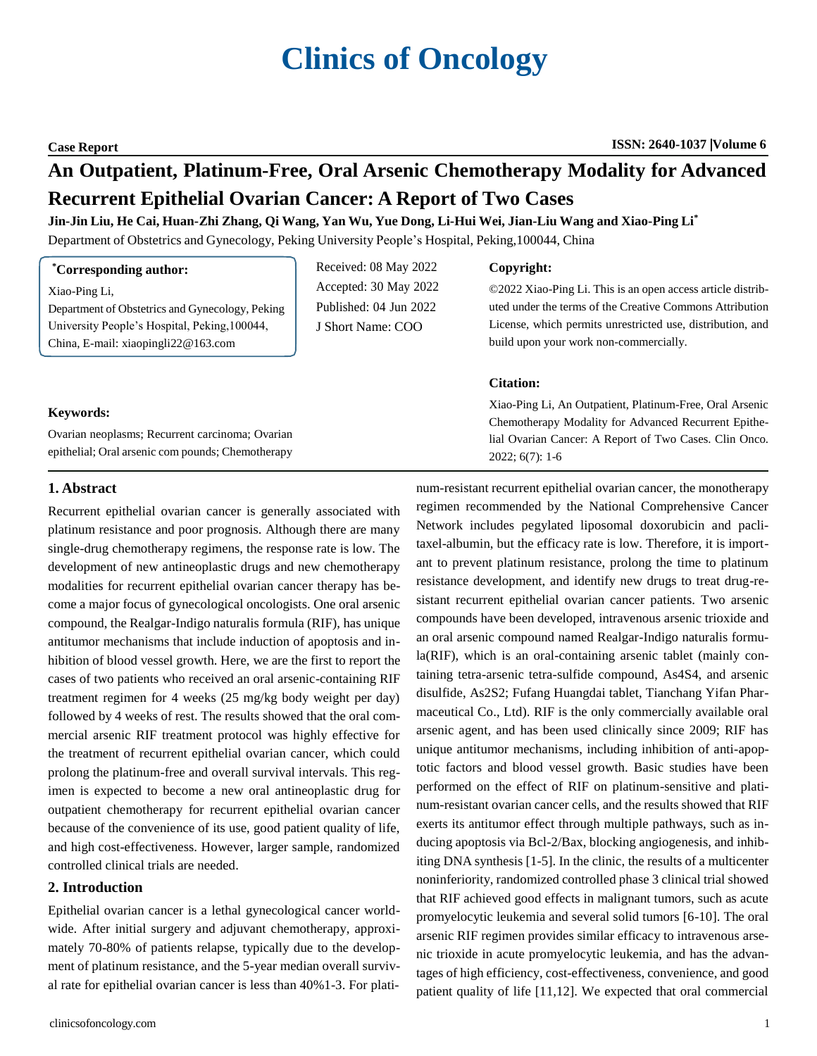Case Report

# An Outpatient, Platinum-Free, Oral Arsenic Chemotherapy Modality for Advanced Recurrent Epithelial Ovarian Cancer: A Report of Two Cases

**Jin-Jin Liu, He Cai, Huan-Zhi Zhang, Qi Wang, Yan Wu, Yue Dong, Li-Hui Wei, Jian-Liu Wang and Xiao-Ping Li***

Department of Obstetrics and Gynecology, Peking University People's Hospital, Peking,100044, China

**\*Corresponding author:**

Xiao-Ping Li,
Department of Obstetrics and Gynecology, Peking University People's Hospital, Peking,100044, China, E-mail: xiaopingli22@163.com

Received: 08 May 2022
Accepted: 30 May 2022
Published: 04 Jun 2022
J Short Name: COO

**Copyright:**

©2022 Xiao-Ping Li. This is an open access article distributed under the terms of the Creative Commons Attribution License, which permits unrestricted use, distribution, and build upon your work non-commercially.

**Citation:**

Xiao-Ping Li, An Outpatient, Platinum-Free, Oral Arsenic Chemotherapy Modality for Advanced Recurrent Epithelial Ovarian Cancer: A Report of Two Cases. Clin Onco. 2022; 6(7): 1-6

**Keywords:**

Ovarian neoplasms; Recurrent carcinoma; Ovarian epithelial; Oral arsenic com pounds; Chemotherapy

## 1. Abstract

Recurrent epithelial ovarian cancer is generally associated with platinum resistance and poor prognosis. Although there are many single-drug chemotherapy regimens, the response rate is low. The development of new antineoplastic drugs and new chemotherapy modalities for recurrent epithelial ovarian cancer therapy has become a major focus of gynecological oncologists. One oral arsenic compound, the Realgar-Indigo naturalis formula (RIF), has unique antitumor mechanisms that include induction of apoptosis and inhibition of blood vessel growth. Here, we are the first to report the cases of two patients who received an oral arsenic-containing RIF treatment regimen for 4 weeks (25 mg/kg body weight per day) followed by 4 weeks of rest. The results showed that the oral commercial arsenic RIF treatment protocol was highly effective for the treatment of recurrent epithelial ovarian cancer, which could prolong the platinum-free and overall survival intervals. This regimen is expected to become a new oral antineoplastic drug for outpatient chemotherapy for recurrent epithelial ovarian cancer because of the convenience of its use, good patient quality of life, and high cost-effectiveness. However, larger sample, randomized controlled clinical trials are needed.

## 2. Introduction

Epithelial ovarian cancer is a lethal gynecological cancer worldwide. After initial surgery and adjuvant chemotherapy, approximately 70-80% of patients relapse, typically due to the development of platinum resistance, and the 5-year median overall survival rate for epithelial ovarian cancer is less than 40%1-3. For platinum-resistant recurrent epithelial ovarian cancer, the monotherapy regimen recommended by the National Comprehensive Cancer Network includes pegylated liposomal doxorubicin and paclitaxel-albumin, but the efficacy rate is low. Therefore, it is important to prevent platinum resistance, prolong the time to platinum resistance development, and identify new drugs to treat drug-resistant recurrent epithelial ovarian cancer patients. Two arsenic compounds have been developed, intravenous arsenic trioxide and an oral arsenic compound named Realgar-Indigo naturalis formula(RIF), which is an oral-containing arsenic tablet (mainly containing tetra-arsenic tetra-sulfide compound, $As_4S_4$, and arsenic disulfide, $As_2S_2$; Fufang Huangdai tablet, Tianchang Yifan Pharmaceutical Co., Ltd). RIF is the only commercially available oral arsenic agent, and has been used clinically since 2009; RIF has unique antitumor mechanisms, including inhibition of anti-apoptotic factors and blood vessel growth. Basic studies have been performed on the effect of RIF on platinum-sensitive and platinum-resistant ovarian cancer cells, and the results showed that RIF exerts its antitumor effect through multiple pathways, such as inducing apoptosis via Bcl-2/Bax, blocking angiogenesis, and inhibiting DNA synthesis [1-5]. In the clinic, the results of a multicenter noninferiority, randomized controlled phase 3 clinical trial showed that RIF achieved good effects in malignant tumors, such as acute promyelocytic leukemia and several solid tumors [6-10]. The oral arsenic RIF regimen provides similar efficacy to intravenous arsenic trioxide in acute promyelocytic leukemia, and has the advantages of high efficiency, cost-effectiveness, convenience, and good patient quality of life [11,12]. We expected that oral commercial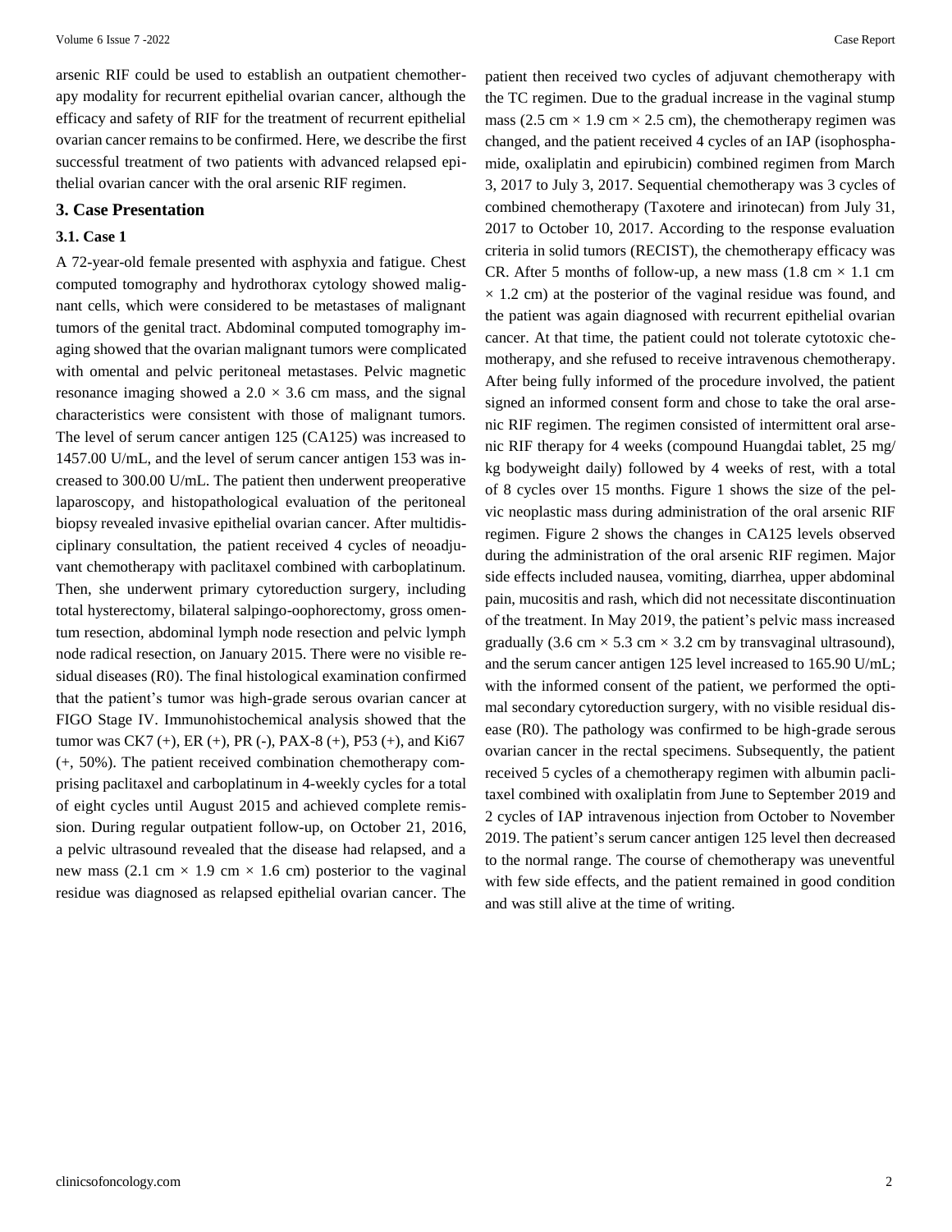arsenic RIF could be used to establish an outpatient chemotherapy modality for recurrent epithelial ovarian cancer, although the efficacy and safety of RIF for the treatment of recurrent epithelial ovarian cancer remains to be confirmed. Here, we describe the first successful treatment of two patients with advanced relapsed epithelial ovarian cancer with the oral arsenic RIF regimen.

## 3. Case Presentation

### 3.1. Case 1

A 72-year-old female presented with asphyxia and fatigue. Chest computed tomography and hydrothorax cytology showed malignant cells, which were considered to be metastases of malignant tumors of the genital tract. Abdominal computed tomography imaging showed that the ovarian malignant tumors were complicated with omental and pelvic peritoneal metastases. Pelvic magnetic resonance imaging showed a 2.0 × 3.6 cm mass, and the signal characteristics were consistent with those of malignant tumors. The level of serum cancer antigen 125 (CA125) was increased to 1457.00 U/mL, and the level of serum cancer antigen 153 was increased to 300.00 U/mL. The patient then underwent preoperative laparoscopy, and histopathological evaluation of the peritoneal biopsy revealed invasive epithelial ovarian cancer. After multidisciplinary consultation, the patient received 4 cycles of neoadjuvant chemotherapy with paclitaxel combined with carboplatinum. Then, she underwent primary cytoreduction surgery, including total hysterectomy, bilateral salpingo-oophorectomy, gross omentum resection, abdominal lymph node resection and pelvic lymph node radical resection, on January 2015. There were no visible residual diseases (R0). The final histological examination confirmed that the patient's tumor was high-grade serous ovarian cancer at FIGO Stage IV. Immunohistochemical analysis showed that the tumor was CK7 (+), ER (+), PR (-), PAX-8 (+), P53 (+), and Ki67 (+, 50%). The patient received combination chemotherapy comprising paclitaxel and carboplatinum in 4-weekly cycles for a total of eight cycles until August 2015 and achieved complete remission. During regular outpatient follow-up, on October 21, 2016, a pelvic ultrasound revealed that the disease had relapsed, and a new mass (2.1 cm × 1.9 cm × 1.6 cm) posterior to the vaginal residue was diagnosed as relapsed epithelial ovarian cancer. The patient then received two cycles of adjuvant chemotherapy with the TC regimen. Due to the gradual increase in the vaginal stump mass (2.5 cm × 1.9 cm × 2.5 cm), the chemotherapy regimen was changed, and the patient received 4 cycles of an IAP (isophosphamide, oxaliplatin and epirubicin) combined regimen from March 3, 2017 to July 3, 2017. Sequential chemotherapy was 3 cycles of combined chemotherapy (Taxotere and irinotecan) from July 31, 2017 to October 10, 2017. According to the response evaluation criteria in solid tumors (RECIST), the chemotherapy efficacy was CR. After 5 months of follow-up, a new mass (1.8 cm × 1.1 cm × 1.2 cm) at the posterior of the vaginal residue was found, and the patient was again diagnosed with recurrent epithelial ovarian cancer. At that time, the patient could not tolerate cytotoxic chemotherapy, and she refused to receive intravenous chemotherapy. After being fully informed of the procedure involved, the patient signed an informed consent form and chose to take the oral arsenic RIF regimen. The regimen consisted of intermittent oral arsenic RIF therapy for 4 weeks (compound Huangdai tablet, 25 mg/kg bodyweight daily) followed by 4 weeks of rest, with a total of 8 cycles over 15 months. Figure 1 shows the size of the pelvic neoplastic mass during administration of the oral arsenic RIF regimen. Figure 2 shows the changes in CA125 levels observed during the administration of the oral arsenic RIF regimen. Major side effects included nausea, vomiting, diarrhea, upper abdominal pain, mucositis and rash, which did not necessitate discontinuation of the treatment. In May 2019, the patient's pelvic mass increased gradually (3.6 cm × 5.3 cm × 3.2 cm by transvaginal ultrasound), and the serum cancer antigen 125 level increased to 165.90 U/mL; with the informed consent of the patient, we performed the optimal secondary cytoreduction surgery, with no visible residual disease (R0). The pathology was confirmed to be high-grade serous ovarian cancer in the rectal specimens. Subsequently, the patient received 5 cycles of a chemotherapy regimen with albumin paclitaxel combined with oxaliplatin from June to September 2019 and 2 cycles of IAP intravenous injection from October to November 2019. The patient's serum cancer antigen 125 level then decreased to the normal range. The course of chemotherapy was uneventful with few side effects, and the patient remained in good condition and was still alive at the time of writing.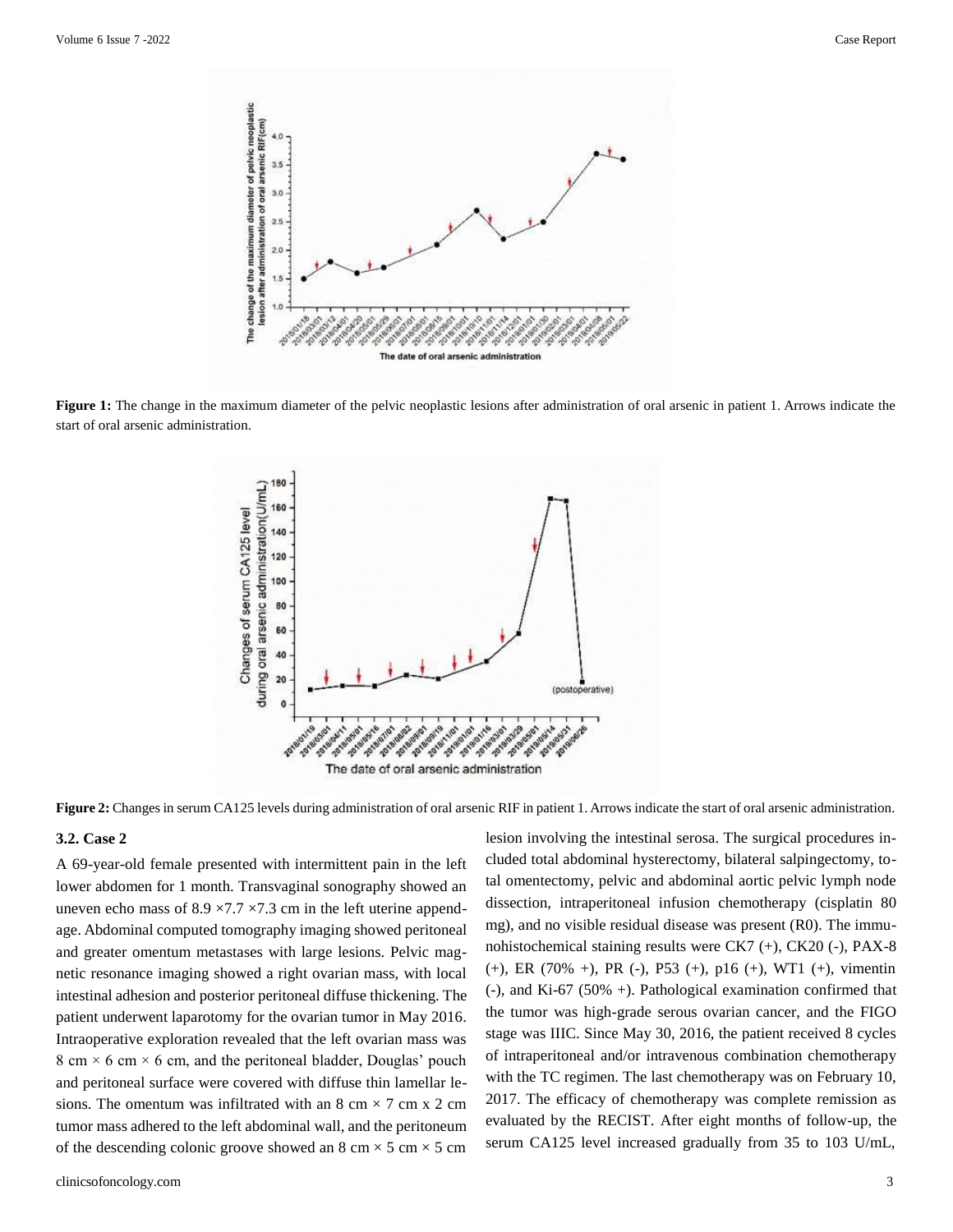**Figure 1:** The change in the maximum diameter of the pelvic neoplastic lesions after administration of oral arsenic in patient 1. Arrows indicate the start of oral arsenic administration.

**Figure 2:** Changes in serum CA125 levels during administration of oral arsenic RIF in patient 1. Arrows indicate the start of oral arsenic administration.

### 3.2. Case 2

A 69-year-old female presented with intermittent pain in the left lower abdomen for 1 month. Transvaginal sonography showed an uneven echo mass of 8.9 ×7.7 ×7.3 cm in the left uterine appendage. Abdominal computed tomography imaging showed peritoneal and greater omentum metastases with large lesions. Pelvic magnetic resonance imaging showed a right ovarian mass, with local intestinal adhesion and posterior peritoneal diffuse thickening. The patient underwent laparotomy for the ovarian tumor in May 2016. Intraoperative exploration revealed that the left ovarian mass was 8 cm × 6 cm × 6 cm, and the peritoneal bladder, Douglas' pouch and peritoneal surface were covered with diffuse thin lamellar lesions. The omentum was infiltrated with an 8 cm × 7 cm x 2 cm tumor mass adhered to the left abdominal wall, and the peritoneum of the descending colonic groove showed an 8 cm × 5 cm × 5 cm lesion involving the intestinal serosa. The surgical procedures included total abdominal hysterectomy, bilateral salpingectomy, total omentectomy, pelvic and abdominal aortic pelvic lymph node dissection, intraperitoneal infusion chemotherapy (cisplatin 80 mg), and no visible residual disease was present (R0). The immunohistochemical staining results were CK7 (+), CK20 (-), PAX-8 (+), ER (70% +), PR (-), P53 (+), p16 (+), WT1 (+), vimentin (-), and Ki-67 (50% +). Pathological examination confirmed that the tumor was high-grade serous ovarian cancer, and the FIGO stage was IIIC. Since May 30, 2016, the patient received 8 cycles of intraperitoneal and/or intravenous combination chemotherapy with the TC regimen. The last chemotherapy was on February 10, 2017. The efficacy of chemotherapy was complete remission as evaluated by the RECIST. After eight months of follow-up, the serum CA125 level increased gradually from 35 to 103 U/mL,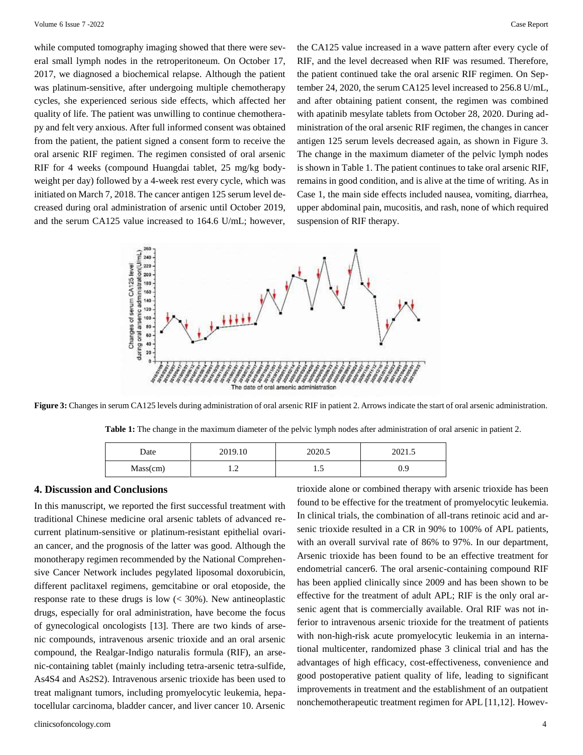while computed tomography imaging showed that there were several small lymph nodes in the retroperitoneum. On October 17, 2017, we diagnosed a biochemical relapse. Although the patient was platinum-sensitive, after undergoing multiple chemotherapy cycles, she experienced serious side effects, which affected her quality of life. The patient was unwilling to continue chemotherapy and felt very anxious. After full informed consent was obtained from the patient, the patient signed a consent form to receive the oral arsenic RIF regimen. The regimen consisted of oral arsenic RIF for 4 weeks (compound Huangdai tablet, 25 mg/kg bodyweight per day) followed by a 4-week rest every cycle, which was initiated on March 7, 2018. The cancer antigen 125 serum level decreased during oral administration of arsenic until October 2019, and the serum CA125 value increased to 164.6 U/mL; however, the CA125 value increased in a wave pattern after every cycle of RIF, and the level decreased when RIF was resumed. Therefore, the patient continued take the oral arsenic RIF regimen. On September 24, 2020, the serum CA125 level increased to 256.8 U/mL, and after obtaining patient consent, the regimen was combined with apatinib mesylate tablets from October 28, 2020. During administration of the oral arsenic RIF regimen, the changes in cancer antigen 125 serum levels decreased again, as shown in Figure 3. The change in the maximum diameter of the pelvic lymph nodes is shown in Table 1. The patient continues to take oral arsenic RIF, remains in good condition, and is alive at the time of writing. As in Case 1, the main side effects included nausea, vomiting, diarrhea, upper abdominal pain, mucositis, and rash, none of which required suspension of RIF therapy.

**Figure 3:** Changes in serum CA125 levels during administration of oral arsenic RIF in patient 2. Arrows indicate the start of oral arsenic administration.

**Table 1:** The change in the maximum diameter of the pelvic lymph nodes after administration of oral arsenic in patient 2.

| Date | 2019.10 | 2020.5 | 2021.5 |
|---|---|---|---|
| Mass(cm) | 1.2 | 1.5 | 0.9 |

## 4. Discussion and Conclusions

In this manuscript, we reported the first successful treatment with traditional Chinese medicine oral arsenic tablets of advanced recurrent platinum-sensitive or platinum-resistant epithelial ovarian cancer, and the prognosis of the latter was good. Although the monotherapy regimen recommended by the National Comprehensive Cancer Network includes pegylated liposomal doxorubicin, different paclitaxel regimens, gemcitabine or oral etoposide, the response rate to these drugs is low (< 30%). New antineoplastic drugs, especially for oral administration, have become the focus of gynecological oncologists [13]. There are two kinds of arsenic compounds, intravenous arsenic trioxide and an oral arsenic compound, the Realgar-Indigo naturalis formula (RIF), an arsenic-containing tablet (mainly including tetra-arsenic tetra-sulfide, $As_4S_4$ and $As_2S_2$). Intravenous arsenic trioxide has been used to treat malignant tumors, including promyelocytic leukemia, hepatocellular carcinoma, bladder cancer, and liver cancer 10. Arsenic trioxide alone or combined therapy with arsenic trioxide has been found to be effective for the treatment of promyelocytic leukemia. In clinical trials, the combination of all-trans retinoic acid and arsenic trioxide resulted in a CR in 90% to 100% of APL patients, with an overall survival rate of 86% to 97%. In our department, Arsenic trioxide has been found to be an effective treatment for endometrial cancer6. The oral arsenic-containing compound RIF has been applied clinically since 2009 and has been shown to be effective for the treatment of adult APL; RIF is the only oral arsenic agent that is commercially available. Oral RIF was not inferior to intravenous arsenic trioxide for the treatment of patients with non-high-risk acute promyelocytic leukemia in an international multicenter, randomized phase 3 clinical trial and has the advantages of high efficacy, cost-effectiveness, convenience and good postoperative patient quality of life, leading to significant improvements in treatment and the establishment of an outpatient nonchemotherapeutic treatment regimen for APL [11,12]. Howev-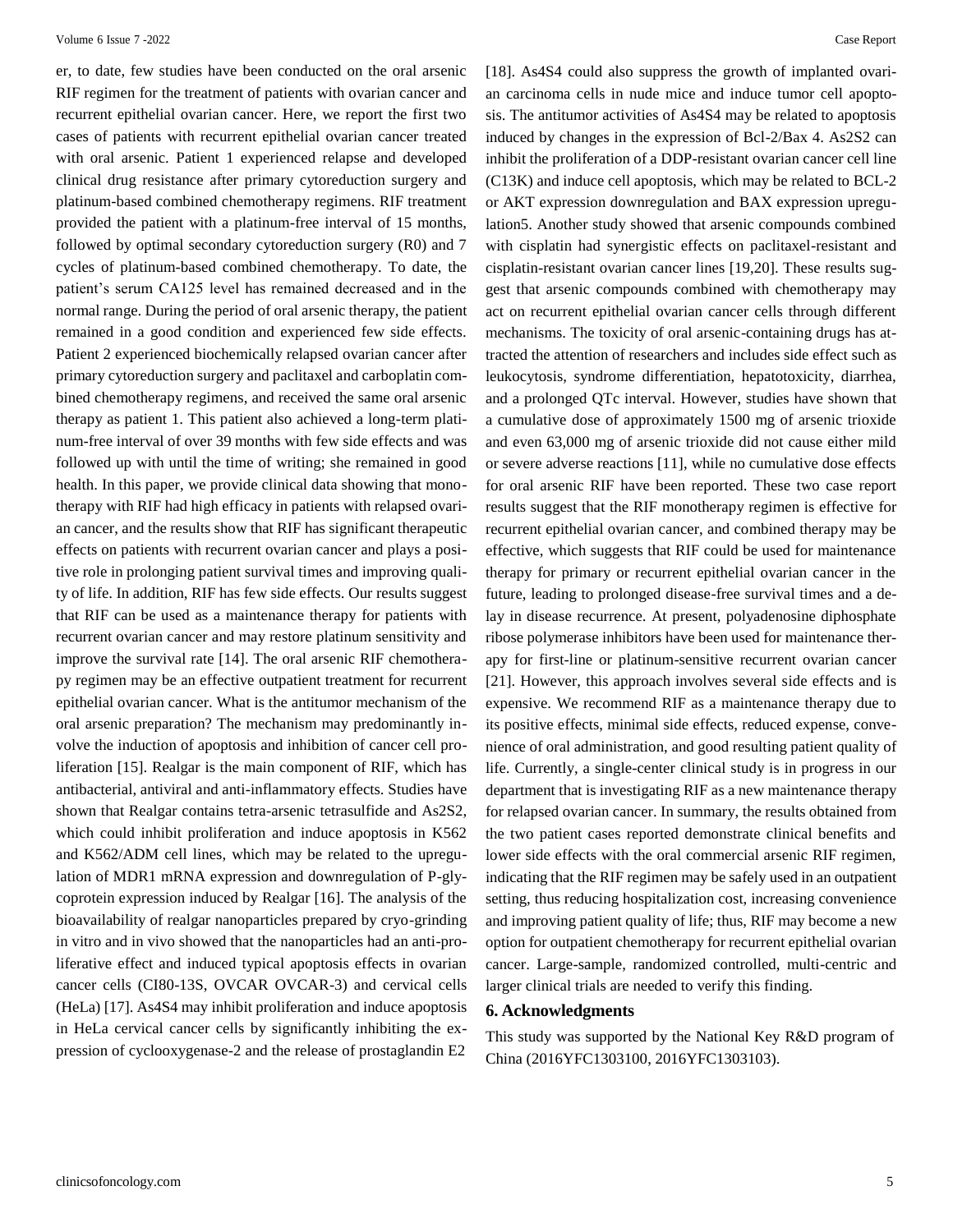er, to date, few studies have been conducted on the oral arsenic RIF regimen for the treatment of patients with ovarian cancer and recurrent epithelial ovarian cancer. Here, we report the first two cases of patients with recurrent epithelial ovarian cancer treated with oral arsenic. Patient 1 experienced relapse and developed clinical drug resistance after primary cytoreduction surgery and platinum-based combined chemotherapy regimens. RIF treatment provided the patient with a platinum-free interval of 15 months, followed by optimal secondary cytoreduction surgery (R0) and 7 cycles of platinum-based combined chemotherapy. To date, the patient's serum CA125 level has remained decreased and in the normal range. During the period of oral arsenic therapy, the patient remained in a good condition and experienced few side effects. Patient 2 experienced biochemically relapsed ovarian cancer after primary cytoreduction surgery and paclitaxel and carboplatin combined chemotherapy regimens, and received the same oral arsenic therapy as patient 1. This patient also achieved a long-term platinum-free interval of over 39 months with few side effects and was followed up with until the time of writing; she remained in good health. In this paper, we provide clinical data showing that monotherapy with RIF had high efficacy in patients with relapsed ovarian cancer, and the results show that RIF has significant therapeutic effects on patients with recurrent ovarian cancer and plays a positive role in prolonging patient survival times and improving quality of life. In addition, RIF has few side effects. Our results suggest that RIF can be used as a maintenance therapy for patients with recurrent ovarian cancer and may restore platinum sensitivity and improve the survival rate [14]. The oral arsenic RIF chemotherapy regimen may be an effective outpatient treatment for recurrent epithelial ovarian cancer. What is the antitumor mechanism of the oral arsenic preparation? The mechanism may predominantly involve the induction of apoptosis and inhibition of cancer cell proliferation [15]. Realgar is the main component of RIF, which has antibacterial, antiviral and anti-inflammatory effects. Studies have shown that Realgar contains tetra-arsenic tetrasulfide and $As_2S_2$, which could inhibit proliferation and induce apoptosis in K562 and K562/ADM cell lines, which may be related to the upregulation of MDR1 mRNA expression and downregulation of P-glycoprotein expression induced by Realgar [16]. The analysis of the bioavailability of realgar nanoparticles prepared by cryo-grinding in vitro and in vivo showed that the nanoparticles had an anti-proliferative effect and induced typical apoptosis effects in ovarian cancer cells (CI80-13S, OVCAR OVCAR-3) and cervical cells (HeLa) [17]. $As_4S_4$ may inhibit proliferation and induce apoptosis in HeLa cervical cancer cells by significantly inhibiting the expression of cyclooxygenase-2 and the release of prostaglandin E2 [18]. $As_4S_4$ could also suppress the growth of implanted ovarian carcinoma cells in nude mice and induce tumor cell apoptosis. The antitumor activities of $As_4S_4$ may be related to apoptosis induced by changes in the expression of Bcl-2/Bax 4. $As_2S_2$ can inhibit the proliferation of a DDP-resistant ovarian cancer cell line (C13K) and induce cell apoptosis, which may be related to BCL-2 or AKT expression downregulation and BAX expression upregulation5. Another study showed that arsenic compounds combined with cisplatin had synergistic effects on paclitaxel-resistant and cisplatin-resistant ovarian cancer lines [19,20]. These results suggest that arsenic compounds combined with chemotherapy may act on recurrent epithelial ovarian cancer cells through different mechanisms. The toxicity of oral arsenic-containing drugs has attracted the attention of researchers and includes side effect such as leukocytosis, syndrome differentiation, hepatotoxicity, diarrhea, and a prolonged QTc interval. However, studies have shown that a cumulative dose of approximately 1500 mg of arsenic trioxide and even 63,000 mg of arsenic trioxide did not cause either mild or severe adverse reactions [11], while no cumulative dose effects for oral arsenic RIF have been reported. These two case report results suggest that the RIF monotherapy regimen is effective for recurrent epithelial ovarian cancer, and combined therapy may be effective, which suggests that RIF could be used for maintenance therapy for primary or recurrent epithelial ovarian cancer in the future, leading to prolonged disease-free survival times and a delay in disease recurrence. At present, polyadenosine diphosphate ribose polymerase inhibitors have been used for maintenance therapy for first-line or platinum-sensitive recurrent ovarian cancer [21]. However, this approach involves several side effects and is expensive. We recommend RIF as a maintenance therapy due to its positive effects, minimal side effects, reduced expense, convenience of oral administration, and good resulting patient quality of life. Currently, a single-center clinical study is in progress in our department that is investigating RIF as a new maintenance therapy for relapsed ovarian cancer. In summary, the results obtained from the two patient cases reported demonstrate clinical benefits and lower side effects with the oral commercial arsenic RIF regimen, indicating that the RIF regimen may be safely used in an outpatient setting, thus reducing hospitalization cost, increasing convenience and improving patient quality of life; thus, RIF may become a new option for outpatient chemotherapy for recurrent epithelial ovarian cancer. Large-sample, randomized controlled, multi-centric and larger clinical trials are needed to verify this finding.

## 6. Acknowledgments

This study was supported by the National Key R&D program of China (2016YFC1303100, 2016YFC1303103).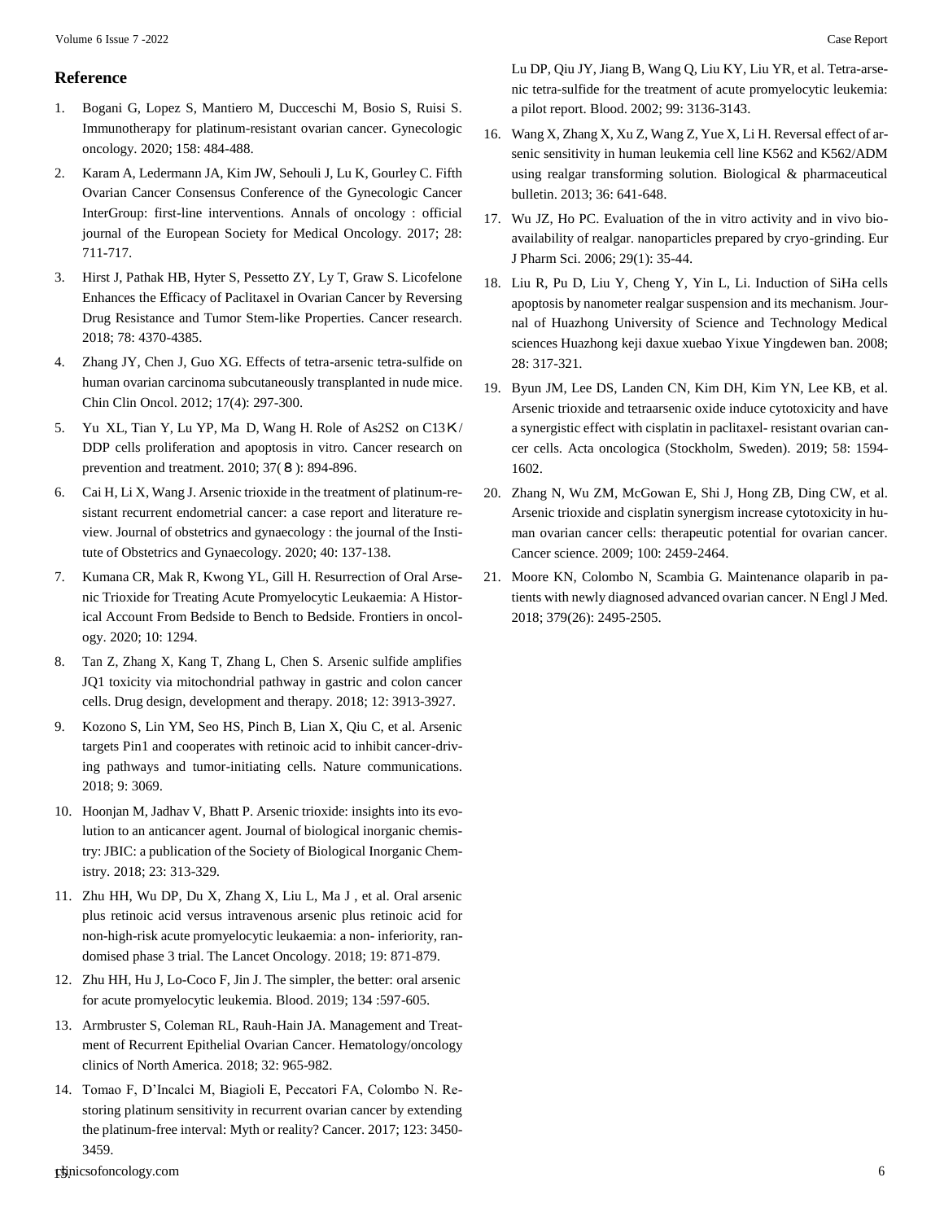## Reference

1. Bogani G, Lopez S, Mantiero M, Ducceschi M, Bosio S, Ruisi S. Immunotherapy for platinum-resistant ovarian cancer. Gynecologic oncology. 2020; 158: 484-488.
2. Karam A, Ledermann JA, Kim JW, Sehouli J, Lu K, Gourley C. Fifth Ovarian Cancer Consensus Conference of the Gynecologic Cancer InterGroup: first-line interventions. Annals of oncology : official journal of the European Society for Medical Oncology. 2017; 28: 711-717.
3. Hirst J, Pathak HB, Hyter S, Pessetto ZY, Ly T, Graw S. Licofelone Enhances the Efficacy of Paclitaxel in Ovarian Cancer by Reversing Drug Resistance and Tumor Stem-like Properties. Cancer research. 2018; 78: 4370-4385.
4. Zhang JY, Chen J, Guo XG. Effects of tetra-arsenic tetra-sulfide on human ovarian carcinoma subcutaneously transplanted in nude mice. Chin Clin Oncol. 2012; 17(4): 297-300.
5. Yu XL, Tian Y, Lu YP, Ma D, Wang H. Role of As2S2 on C13Ｋ/ DDP cells proliferation and apoptosis in vitro. Cancer research on prevention and treatment. 2010; 37(８): 894-896.
6. Cai H, Li X, Wang J. Arsenic trioxide in the treatment of platinum-resistant recurrent endometrial cancer: a case report and literature review. Journal of obstetrics and gynaecology : the journal of the Institute of Obstetrics and Gynaecology. 2020; 40: 137-138.
7. Kumana CR, Mak R, Kwong YL, Gill H. Resurrection of Oral Arsenic Trioxide for Treating Acute Promyelocytic Leukaemia: A Historical Account From Bedside to Bench to Bedside. Frontiers in oncology. 2020; 10: 1294.
8. Tan Z, Zhang X, Kang T, Zhang L, Chen S. Arsenic sulfide amplifies JQ1 toxicity via mitochondrial pathway in gastric and colon cancer cells. Drug design, development and therapy. 2018; 12: 3913-3927.
9. Kozono S, Lin YM, Seo HS, Pinch B, Lian X, Qiu C, et al. Arsenic targets Pin1 and cooperates with retinoic acid to inhibit cancer-driving pathways and tumor-initiating cells. Nature communications. 2018; 9: 3069.
10. Hoonjan M, Jadhav V, Bhatt P. Arsenic trioxide: insights into its evolution to an anticancer agent. Journal of biological inorganic chemistry: JBIC: a publication of the Society of Biological Inorganic Chemistry. 2018; 23: 313-329.
11. Zhu HH, Wu DP, Du X, Zhang X, Liu L, Ma J , et al. Oral arsenic plus retinoic acid versus intravenous arsenic plus retinoic acid for non-high-risk acute promyelocytic leukaemia: a non- inferiority, randomised phase 3 trial. The Lancet Oncology. 2018; 19: 871-879.
12. Zhu HH, Hu J, Lo-Coco F, Jin J. The simpler, the better: oral arsenic for acute promyelocytic leukemia. Blood. 2019; 134 :597-605.
13. Armbruster S, Coleman RL, Rauh-Hain JA. Management and Treatment of Recurrent Epithelial Ovarian Cancer. Hematology/oncology clinics of North America. 2018; 32: 965-982.
14. Tomao F, D'Incalci M, Biagioli E, Peccatori FA, Colombo N. Restoring platinum sensitivity in recurrent ovarian cancer by extending the platinum-free interval: Myth or reality? Cancer. 2017; 123: 3450-3459.
15. Lu DP, Qiu JY, Jiang B, Wang Q, Liu KY, Liu YR, et al. Tetra-arsenic tetra-sulfide for the treatment of acute promyelocytic leukemia: a pilot report. Blood. 2002; 99: 3136-3143.
16. Wang X, Zhang X, Xu Z, Wang Z, Yue X, Li H. Reversal effect of arsenic sensitivity in human leukemia cell line K562 and K562/ADM using realgar transforming solution. Biological & pharmaceutical bulletin. 2013; 36: 641-648.
17. Wu JZ, Ho PC. Evaluation of the in vitro activity and in vivo bioavailability of realgar. nanoparticles prepared by cryo-grinding. Eur J Pharm Sci. 2006; 29(1): 35-44.
18. Liu R, Pu D, Liu Y, Cheng Y, Yin L, Li. Induction of SiHa cells apoptosis by nanometer realgar suspension and its mechanism. Journal of Huazhong University of Science and Technology Medical sciences Huazhong keji daxue xuebao Yixue Yingdewen ban. 2008; 28: 317-321.
19. Byun JM, Lee DS, Landen CN, Kim DH, Kim YN, Lee KB, et al. Arsenic trioxide and tetraarsenic oxide induce cytotoxicity and have a synergistic effect with cisplatin in paclitaxel- resistant ovarian cancer cells. Acta oncologica (Stockholm, Sweden). 2019; 58: 1594-1602.
20. Zhang N, Wu ZM, McGowan E, Shi J, Hong ZB, Ding CW, et al. Arsenic trioxide and cisplatin synergism increase cytotoxicity in human ovarian cancer cells: therapeutic potential for ovarian cancer. Cancer science. 2009; 100: 2459-2464.
21. Moore KN, Colombo N, Scambia G. Maintenance olaparib in patients with newly diagnosed advanced ovarian cancer. N Engl J Med. 2018; 379(26): 2495-2505.